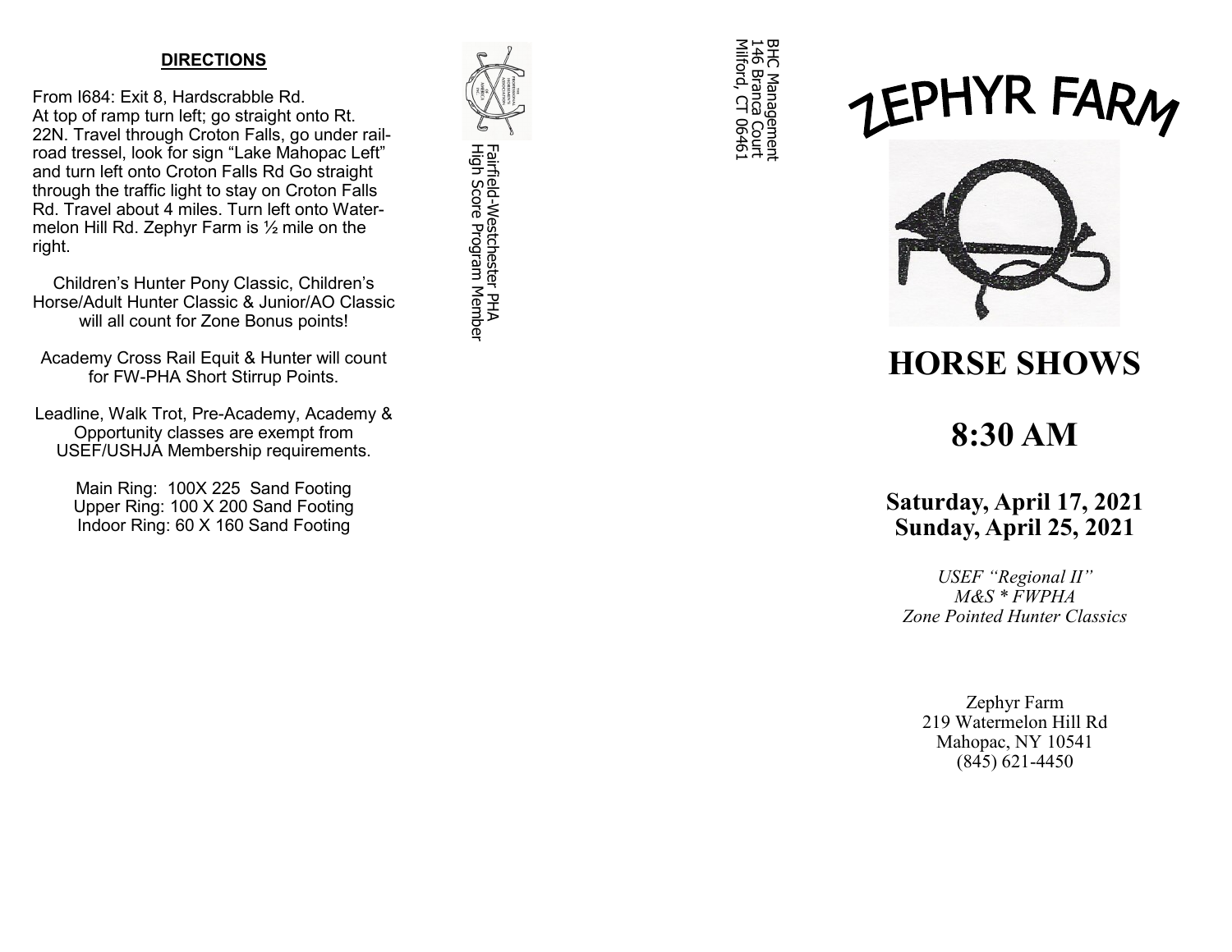## DIRECTIONS

From I684: Exit 8, Hardscrabble Rd.
At top of ramp turn left; go straight onto Rt. 22N. Travel through Croton Falls, go under railroad tressel, look for sign "Lake Mahopac Left" and turn left onto Croton Falls Rd Go straight through the traffic light to stay on Croton Falls Rd. Travel about 4 miles. Turn left onto Watermelon Hill Rd. Zephyr Farm is ½ mile on the right.

Children's Hunter Pony Classic, Children's Horse/Adult Hunter Classic & Junior/AO Classic will all count for Zone Bonus points!

Academy Cross Rail Equit & Hunter will count for FW-PHA Short Stirrup Points.

Leadline, Walk Trot, Pre-Academy, Academy & Opportunity classes are exempt from USEF/USHJA Membership requirements.

Main Ring: 100X 225 Sand Footing
Upper Ring: 100 X 200 Sand Footing
Indoor Ring: 60 X 160 Sand Footing

Fairfield-Westchester PHA
High Score Program Member

BHC Management
146 Branca Court
Milford, CT 06461

# ZEPHYR FARM

# HORSE SHOWS

# 8:30 AM

### Saturday, April 17, 2021
### Sunday, April 25, 2021

*USEF "Regional II"*
*M&S * FWPHA*
*Zone Pointed Hunter Classics*

Zephyr Farm
219 Watermelon Hill Rd
Mahopac, NY 10541
(845) 621-4450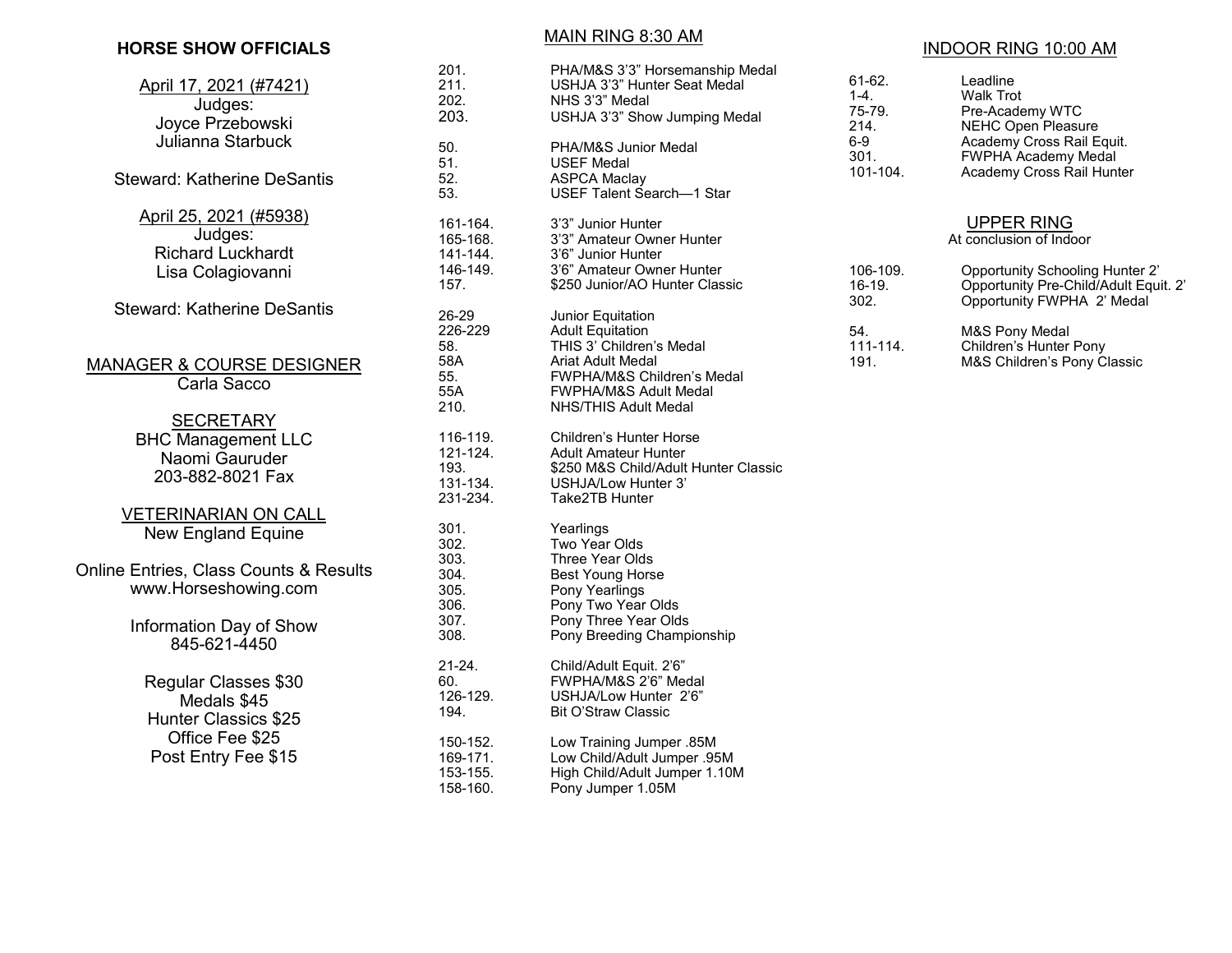## HORSE SHOW OFFICIALS

April 17, 2021 (#7421)
Judges:
Joyce Przebowski
Julianna Starbuck

Steward: Katherine DeSantis

April 25, 2021 (#5938)
Judges:
Richard Luckhardt
Lisa Colagiovanni

Steward: Katherine DeSantis

MANAGER & COURSE DESIGNER
Carla Sacco

SECRETARY
BHC Management LLC
Naomi Gauruder
203-882-8021 Fax

VETERINARIAN ON CALL
New England Equine

Online Entries, Class Counts & Results
www.Horseshowing.com

Information Day of Show
845-621-4450

Regular Classes $30
Medals $45
Hunter Classics $25
Office Fee $25
Post Entry Fee $15

## MAIN RING 8:30 AM

| | |
|---|---|
| 201. | PHA/M&S 3'3" Horsemanship Medal |
| 211. | USHJA 3'3" Hunter Seat Medal |
| 202. | NHS 3'3" Medal |
| 203. | USHJA 3'3" Show Jumping Medal |
| 50. | PHA/M&S Junior Medal |
| 51. | USEF Medal |
| 52. | ASPCA Maclay |
| 53. | USEF Talent Search—1 Star |
| 161-164. | 3'3" Junior Hunter |
| 165-168. | 3'3" Amateur Owner Hunter |
| 141-144. | 3'6" Junior Hunter |
| 146-149. | 3'6" Amateur Owner Hunter |
| 157. | $250 Junior/AO Hunter Classic |
| 26-29 | Junior Equitation |
| 226-229 | Adult Equitation |
| 58. | THIS 3' Children's Medal |
| 58A | Ariat Adult Medal |
| 55. | FWPHA/M&S Children's Medal |
| 55A | FWPHA/M&S Adult Medal |
| 210. | NHS/THIS Adult Medal |
| 116-119. | Children's Hunter Horse |
| 121-124. | Adult Amateur Hunter |
| 193. | $250 M&S Child/Adult Hunter Classic |
| 131-134. | USHJA/Low Hunter 3' |
| 231-234. | Take2TB Hunter |
| 301. | Yearlings |
| 302. | Two Year Olds |
| 303. | Three Year Olds |
| 304. | Best Young Horse |
| 305. | Pony Yearlings |
| 306. | Pony Two Year Olds |
| 307. | Pony Three Year Olds |
| 308. | Pony Breeding Championship |
| 21-24. | Child/Adult Equit. 2'6" |
| 60. | FWPHA/M&S 2'6" Medal |
| 126-129. | USHJA/Low Hunter 2'6" |
| 194. | Bit O'Straw Classic |
| 150-152. | Low Training Jumper .85M |
| 169-171. | Low Child/Adult Jumper .95M |
| 153-155. | High Child/Adult Jumper 1.10M |
| 158-160. | Pony Jumper 1.05M |

## INDOOR RING 10:00 AM

| | |
|---|---|
| 61-62. | Leadline |
| 1-4. | Walk Trot |
| 75-79. | Pre-Academy WTC |
| 214. | NEHC Open Pleasure |
| 6-9 | Academy Cross Rail Equit. |
| 301. | FWPHA Academy Medal |
| 101-104. | Academy Cross Rail Hunter |

## UPPER RING

At conclusion of Indoor

| | |
|---|---|
| 106-109. | Opportunity Schooling Hunter 2' |
| 16-19. | Opportunity Pre-Child/Adult Equit. 2' |
| 302. | Opportunity FWPHA 2' Medal |
| 54. | M&S Pony Medal |
| 111-114. | Children's Hunter Pony |
| 191. | M&S Children's Pony Classic |